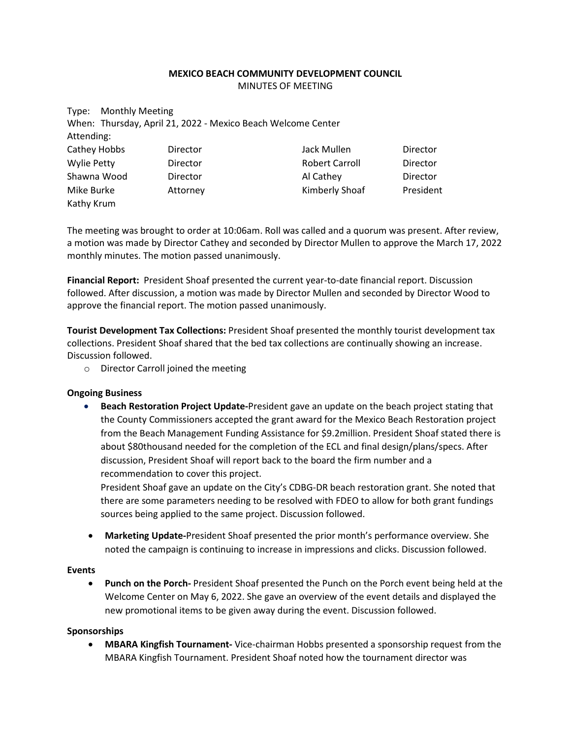**MEXICO BEACH COMMUNITY DEVELOPMENT COUNCIL**
MINUTES OF MEETING

Type: Monthly Meeting
When: Thursday, April 21, 2022 - Mexico Beach Welcome Center
Attending:

| | | | |
|---|---|---|---|
| Cathey Hobbs | Director | Jack Mullen | Director |
| Wylie Petty | Director | Robert Carroll | Director |
| Shawna Wood | Director | Al Cathey | Director |
| Mike Burke | Attorney | Kimberly Shoaf | President |
| Kathy Krum | | | |

The meeting was brought to order at 10:06am. Roll was called and a quorum was present. After review, a motion was made by Director Cathey and seconded by Director Mullen to approve the March 17, 2022 monthly minutes. The motion passed unanimously.

**Financial Report:** President Shoaf presented the current year-to-date financial report. Discussion followed. After discussion, a motion was made by Director Mullen and seconded by Director Wood to approve the financial report. The motion passed unanimously.

**Tourist Development Tax Collections:** President Shoaf presented the monthly tourist development tax collections. President Shoaf shared that the bed tax collections are continually showing an increase. Discussion followed.

- Director Carroll joined the meeting

**Ongoing Business**

- **Beach Restoration Project Update-**President gave an update on the beach project stating that the County Commissioners accepted the grant award for the Mexico Beach Restoration project from the Beach Management Funding Assistance for $9.2million. President Shoaf stated there is about $80thousand needed for the completion of the ECL and final design/plans/specs. After discussion, President Shoaf will report back to the board the firm number and a recommendation to cover this project.
  President Shoaf gave an update on the City's CDBG-DR beach restoration grant. She noted that there are some parameters needing to be resolved with FDEO to allow for both grant fundings sources being applied to the same project. Discussion followed.
- **Marketing Update-**President Shoaf presented the prior month's performance overview. She noted the campaign is continuing to increase in impressions and clicks. Discussion followed.

**Events**

- **Punch on the Porch-** President Shoaf presented the Punch on the Porch event being held at the Welcome Center on May 6, 2022. She gave an overview of the event details and displayed the new promotional items to be given away during the event. Discussion followed.

**Sponsorships**

- **MBARA Kingfish Tournament-** Vice-chairman Hobbs presented a sponsorship request from the MBARA Kingfish Tournament. President Shoaf noted how the tournament director was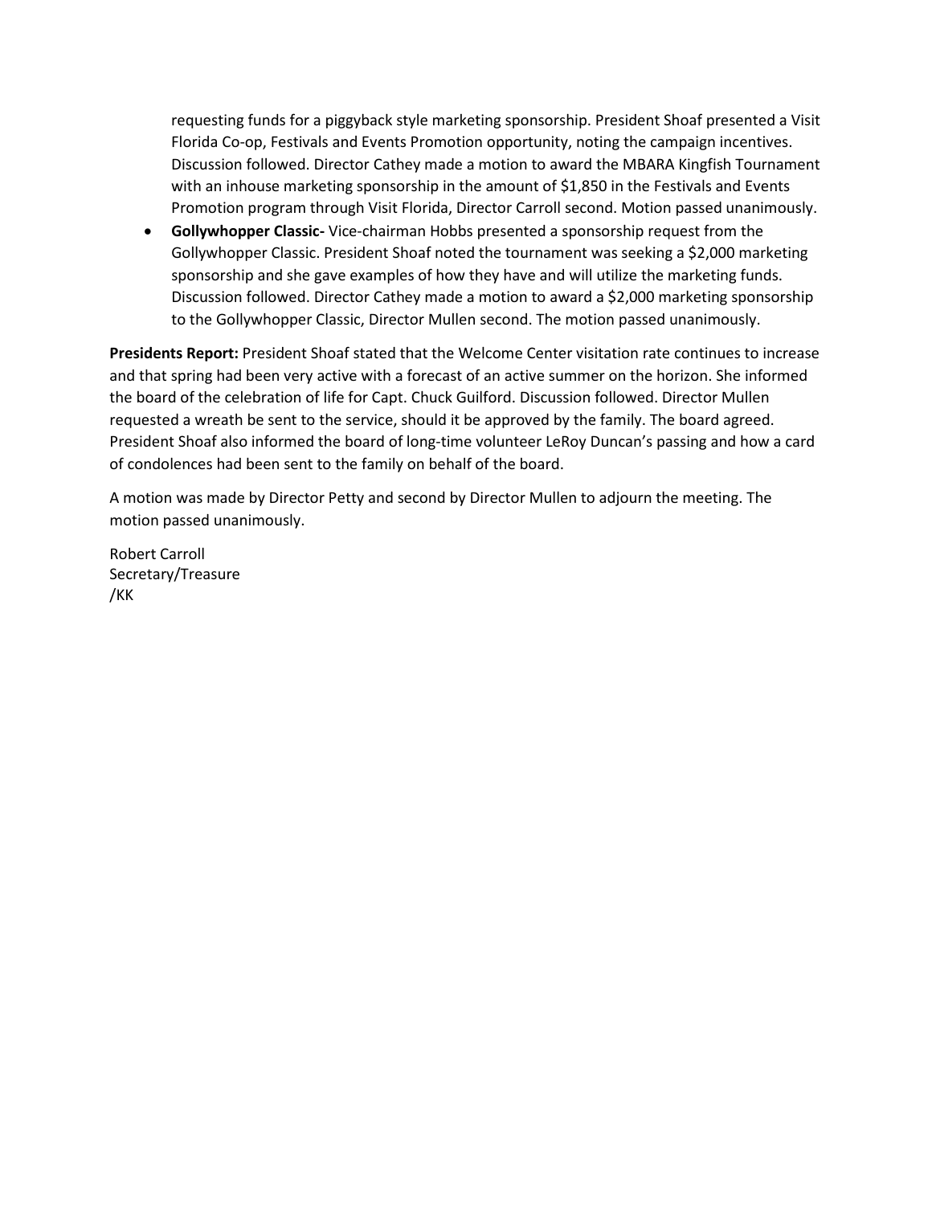requesting funds for a piggyback style marketing sponsorship. President Shoaf presented a Visit Florida Co-op, Festivals and Events Promotion opportunity, noting the campaign incentives. Discussion followed. Director Cathey made a motion to award the MBARA Kingfish Tournament with an inhouse marketing sponsorship in the amount of $1,850 in the Festivals and Events Promotion program through Visit Florida, Director Carroll second. Motion passed unanimously.

- **Gollywhopper Classic-** Vice-chairman Hobbs presented a sponsorship request from the Gollywhopper Classic. President Shoaf noted the tournament was seeking a $2,000 marketing sponsorship and she gave examples of how they have and will utilize the marketing funds. Discussion followed. Director Cathey made a motion to award a $2,000 marketing sponsorship to the Gollywhopper Classic, Director Mullen second. The motion passed unanimously.

**Presidents Report:** President Shoaf stated that the Welcome Center visitation rate continues to increase and that spring had been very active with a forecast of an active summer on the horizon. She informed the board of the celebration of life for Capt. Chuck Guilford. Discussion followed. Director Mullen requested a wreath be sent to the service, should it be approved by the family. The board agreed. President Shoaf also informed the board of long-time volunteer LeRoy Duncan's passing and how a card of condolences had been sent to the family on behalf of the board.

A motion was made by Director Petty and second by Director Mullen to adjourn the meeting. The motion passed unanimously.

Robert Carroll
Secretary/Treasure
/KK